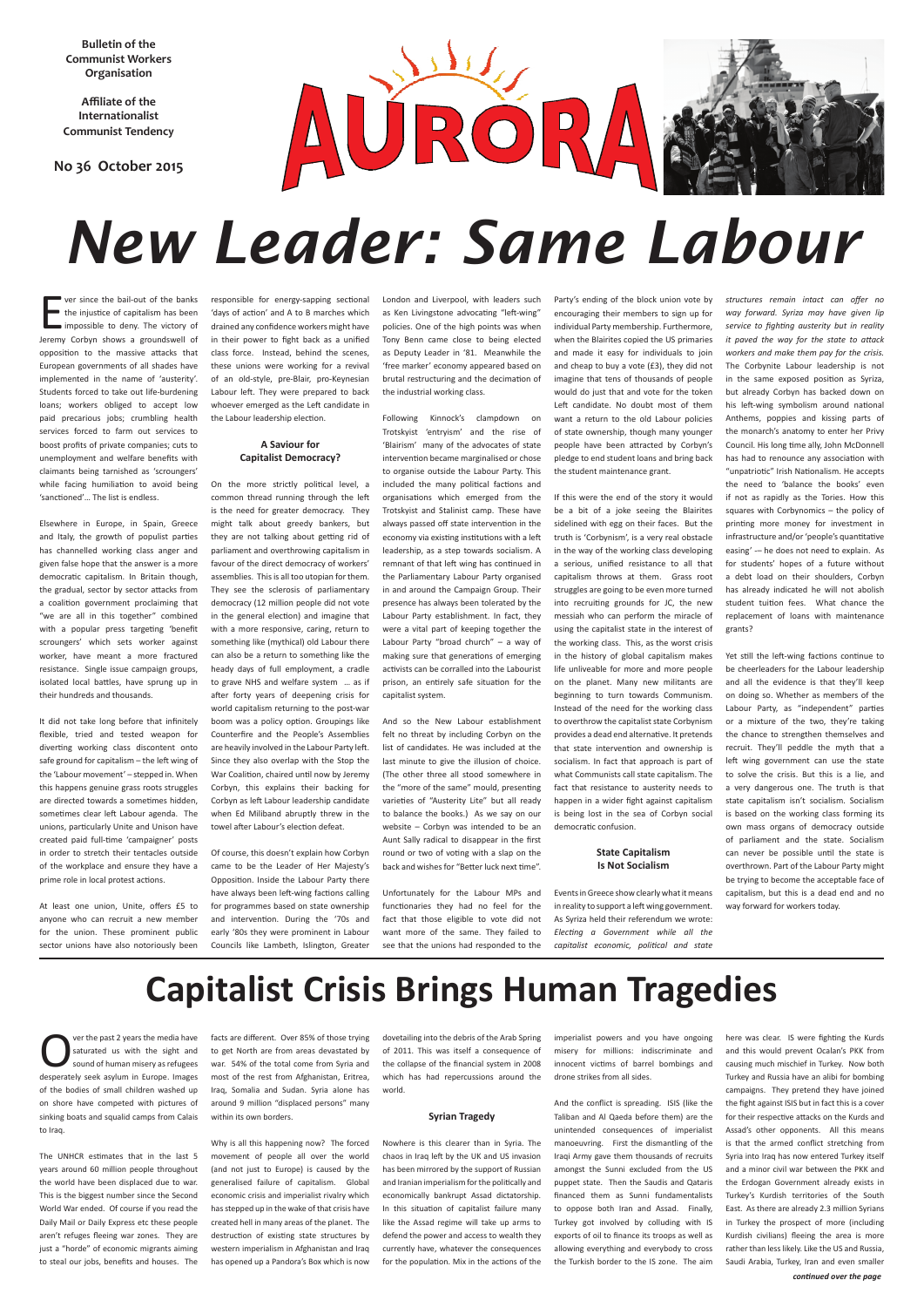Bulletin of the Communist Workers Organisation

Affiliate of the Internationalist Communist Tendency

No 36 October 2015

AURORA

# New Leader: Same Labour

Ever since the bail-out of the banks the injustice of capitalism has been impossible to deny. The victory of Jeremy Corbyn shows a groundswell of opposition to the massive attacks that European governments of all shades have implemented in the name of 'austerity'. Students forced to take out life-burdening loans; workers obliged to accept low paid precarious jobs; crumbling health services forced to farm out services to boost profits of private companies; cuts to unemployment and welfare benefits with claimants being tarnished as 'scroungers' while facing humiliation to avoid being 'sanctioned'… The list is endless.

Elsewhere in Europe, in Spain, Greece and Italy, the growth of populist parties has channelled working class anger and given false hope that the answer is a more democratic capitalism. In Britain though, the gradual, sector by sector attacks from a coalition government proclaiming that "we are all in this together" combined with a popular press targeting 'benefit scroungers' which sets worker against worker, have meant a more fractured resistance. Single issue campaign groups, isolated local battles, have sprung up in their hundreds and thousands.

It did not take long before that infinitely flexible, tried and tested weapon for diverting working class discontent onto safe ground for capitalism – the left wing of the 'Labour movement' – stepped in. When this happens genuine grass roots struggles are directed towards a sometimes hidden, sometimes clear left Labour agenda. The unions, particularly Unite and Unison have created paid full-time 'campaigner' posts in order to stretch their tentacles outside of the workplace and ensure they have a prime role in local protest actions.

At least one union, Unite, offers £5 to anyone who can recruit a new member for the union. These prominent public sector unions have also notoriously been responsible for energy-sapping sectional 'days of action' and A to B marches which drained any confidence workers might have in their power to fight back as a unified class force. Instead, behind the scenes, these unions were working for a revival of an old-style, pre-Blair, pro-Keynesian Labour left. They were prepared to back whoever emerged as the Left candidate in the Labour leadership election.

### A Saviour for Capitalist Democracy?

On the more strictly political level, a common thread running through the left is the need for greater democracy. They might talk about greedy bankers, but they are not talking about getting rid of parliament and overthrowing capitalism in favour of the direct democracy of workers' assemblies. This is all too utopian for them. They see the sclerosis of parliamentary democracy (12 million people did not vote in the general election) and imagine that with a more responsive, caring, return to something like (mythical) old Labour there can also be a return to something like the heady days of full employment, a cradle to grave NHS and welfare system … as if after forty years of deepening crisis for world capitalism returning to the post-war boom was a policy option. Groupings like Counterfire and the People's Assemblies are heavily involved in the Labour Party left. Since they also overlap with the Stop the War Coalition, chaired until now by Jeremy Corbyn, this explains their backing for Corbyn as left Labour leadership candidate when Ed Miliband abruptly threw in the towel after Labour's election defeat.

Of course, this doesn't explain how Corbyn came to be the Leader of Her Majesty's Opposition. Inside the Labour Party there have always been left-wing factions calling for programmes based on state ownership and intervention. During the '70s and early '80s they were prominent in Labour Councils like Lambeth, Islington, Greater London and Liverpool, with leaders such as Ken Livingstone advocating "left-wing" policies. One of the high points was when Tony Benn came close to being elected as Deputy Leader in '81. Meanwhile the 'free marker' economy appeared based on brutal restructuring and the decimation of the industrial working class.

Following Kinnock's clampdown on Trotskyist 'entryism' and the rise of 'Blairism' many of the advocates of state intervention became marginalised or chose to organise outside the Labour Party. This included the many political factions and organisations which emerged from the Trotskyist and Stalinist camp. These have always passed off state intervention in the economy via existing institutions with a left leadership, as a step towards socialism. A remnant of that left wing has continued in the Parliamentary Labour Party organised in and around the Campaign Group. Their presence has always been tolerated by the Labour Party establishment. In fact, they were a vital part of keeping together the Labour Party "broad church" – a way of making sure that generations of emerging activists can be corralled into the Labourist prison, an entirely safe situation for the capitalist system.

And so the New Labour establishment felt no threat by including Corbyn on the list of candidates. He was included at the last minute to give the illusion of choice. (The other three all stood somewhere in the "more of the same" mould, presenting varieties of "Austerity Lite" but all ready to balance the books.) As we say on our website – Corbyn was intended to be an Aunt Sally radical to disappear in the first round or two of voting with a slap on the back and wishes for "Better luck next time".

Unfortunately for the Labour MPs and functionaries they had no feel for the fact that those eligible to vote did not want more of the same. They failed to see that the unions had responded to the Party's ending of the block union vote by encouraging their members to sign up for individual Party membership. Furthermore, when the Blairites copied the US primaries and made it easy for individuals to join and cheap to buy a vote (£3), they did not imagine that tens of thousands of people would do just that and vote for the token Left candidate. No doubt most of them want a return to the old Labour policies of state ownership, though many younger people have been attracted by Corbyn's pledge to end student loans and bring back the student maintenance grant.

If this were the end of the story it would be a bit of a joke seeing the Blairites sidelined with egg on their faces. But the truth is 'Corbynism', is a very real obstacle in the way of the working class developing a serious, unified resistance to all that capitalism throws at them. Grass root struggles are going to be even more turned into recruiting grounds for JC, the new messiah who can perform the miracle of using the capitalist state in the interest of the working class. This, as the worst crisis in the history of global capitalism makes life unliveable for more and more people on the planet. Many new militants are beginning to turn towards Communism. Instead of the need for the working class to overthrow the capitalist state Corbynism provides a dead end alternative. It pretends that state intervention and ownership is socialism. In fact that approach is part of what Communists call state capitalism. The fact that resistance to austerity needs to happen in a wider fight against capitalism is being lost in the sea of Corbyn social democratic confusion.

### State Capitalism Is Not Socialism

Events in Greece show clearly what it means in reality to support a left wing government. As Syriza held their referendum we wrote: *Electing a Government while all the capitalist economic, political and state structures remain intact can offer no way forward. Syriza may have given lip service to fighting austerity but in reality it paved the way for the state to attack workers and make them pay for the crisis.* The Corbynite Labour leadership is not in the same exposed position as Syriza, but already Corbyn has backed down on his left-wing symbolism around national Anthems, poppies and kissing parts of the monarch's anatomy to enter her Privy Council. His long time ally, John McDonnell has had to renounce any association with "unpatriotic" Irish Nationalism. He accepts the need to 'balance the books' even if not as rapidly as the Tories. How this squares with Corbynomics – the policy of printing more money for investment in infrastructure and/or 'people's quantitative easing' -– he does not need to explain. As for students' hopes of a future without a debt load on their shoulders, Corbyn has already indicated he will not abolish student tuition fees. What chance the replacement of loans with maintenance grants?

Yet still the left-wing factions continue to be cheerleaders for the Labour leadership and all the evidence is that they'll keep on doing so. Whether as members of the Labour Party, as "independent" parties or a mixture of the two, they're taking the chance to strengthen themselves and recruit. They'll peddle the myth that a left wing government can use the state to solve the crisis. But this is a lie, and a very dangerous one. The truth is that state capitalism isn't socialism. Socialism is based on the working class forming its own mass organs of democracy outside of parliament and the state. Socialism can never be possible until the state is overthrown. Part of the Labour Party might be trying to become the acceptable face of capitalism, but this is a dead end and no way forward for workers today.

# Capitalist Crisis Brings Human Tragedies

Over the past 2 years the media have saturated us with the sight and sound of human misery as refugees desperately seek asylum in Europe. Images of the bodies of small children washed up on shore have competed with pictures of sinking boats and squalid camps from Calais to Iraq.

The UNHCR estimates that in the last 5 years around 60 million people throughout the world have been displaced due to war. This is the biggest number since the Second World War ended. Of course if you read the Daily Mail or Daily Express etc these people aren't refugees fleeing war zones. They are just a "horde" of economic migrants aiming to steal our jobs, benefits and houses. The facts are different. Over 85% of those trying to get North are from areas devastated by war. 54% of the total come from Syria and most of the rest from Afghanistan, Eritrea, Iraq, Somalia and Sudan. Syria alone has around 9 million "displaced persons" many within its own borders.

Why is all this happening now? The forced movement of people all over the world (and not just to Europe) is caused by the generalised failure of capitalism. Global economic crisis and imperialist rivalry which has stepped up in the wake of that crisis have created hell in many areas of the planet. The destruction of existing state structures by western imperialism in Afghanistan and Iraq has opened up a Pandora's Box which is now dovetailing into the debris of the Arab Spring of 2011. This was itself a consequence of the collapse of the financial system in 2008 which has had repercussions around the world.

### Syrian Tragedy

Nowhere is this clearer than in Syria. The chaos in Iraq left by the UK and US invasion has been mirrored by the support of Russian and Iranian imperialism for the politically and economically bankrupt Assad dictatorship. In this situation of capitalist failure many like the Assad regime will take up arms to defend the power and access to wealth they currently have, whatever the consequences for the population. Mix in the actions of the imperialist powers and you have ongoing misery for millions: indiscriminate and innocent victims of barrel bombings and drone strikes from all sides.

And the conflict is spreading. ISIS (like the Taliban and Al Qaeda before them) are the unintended consequences of imperialist manoeuvring. First the dismantling of the Iraqi Army gave them thousands of recruits amongst the Sunni excluded from the US puppet state. Then the Saudis and Qataris financed them as Sunni fundamentalists to oppose both Iran and Assad. Finally, Turkey got involved by colluding with IS exports of oil to finance its troops as well as allowing everything and everybody to cross the Turkish border to the IS zone. The aim here was clear. IS were fighting the Kurds and this would prevent Ocalan's PKK from causing much mischief in Turkey. Now both Turkey and Russia have an alibi for bombing campaigns. They pretend they have joined the fight against ISIS but in fact this is a cover for their respective attacks on the Kurds and Assad's other opponents. All this means is that the armed conflict stretching from Syria into Iraq has now entered Turkey itself and a minor civil war between the PKK and the Erdogan Government already exists in Turkey's Kurdish territories of the South East. As there are already 2.3 million Syrians in Turkey the prospect of more (including Kurdish civilians) fleeing the area is more rather than less likely. Like the US and Russia, Saudi Arabia, Turkey, Iran and even smaller

*continued over the page*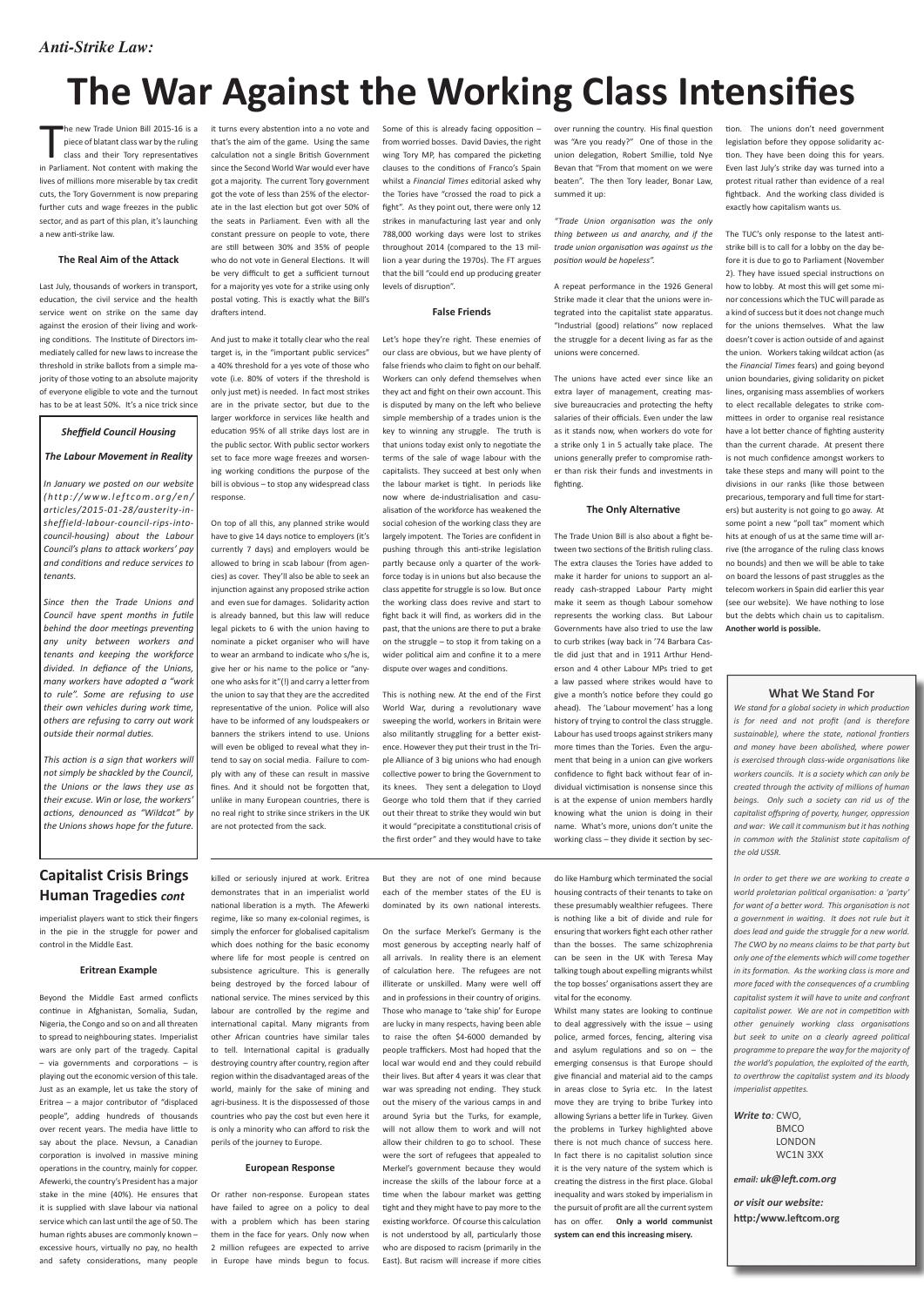*Anti-Strike Law:*

# The War Against the Working Class Intensifies

The new Trade Union Bill 2015-16 is a piece of blatant class war by the ruling class and their Tory representatives in Parliament. Not content with making the lives of millions more miserable by tax credit cuts, the Tory Government is now preparing further cuts and wage freezes in the public sector, and as part of this plan, it's launching a new anti-strike law.

### The Real Aim of the Attack

Last July, thousands of workers in transport, education, the civil service and the health service went on strike on the same day against the erosion of their living and working conditions. The Institute of Directors immediately called for new laws to increase the threshold in strike ballots from a simple majority of those voting to an absolute majority of everyone eligible to vote and the turnout has to be at least 50%. It's a nice trick since it turns every abstention into a no vote and that's the aim of the game. Using the same calculation not a single British Government since the Second World War would ever have got a majority. The current Tory government got the vote of less than 25% of the electorate in the last election but got over 50% of the seats in Parliament. Even with all the constant pressure on people to vote, there are still between 30% and 35% of people who do not vote in General Elections. It will be very difficult to get a sufficient turnout for a majority yes vote for a strike using only postal voting. This is exactly what the Bill's drafters intend.

And just to make it totally clear who the real target is, in the "important public services" a 40% threshold for a yes vote of those who vote (i.e. 80% of voters if the threshold is only just met) is needed. In fact most strikes are in the private sector, but due to the larger workforce in services like health and education 95% of all strike days lost are in the public sector. With public sector workers set to face more wage freezes and worsening working conditions the purpose of the bill is obvious – to stop any widespread class response.

On top of all this, any planned strike would have to give 14 days notice to employers (it's currently 7 days) and employers would be allowed to bring in scab labour (from agencies) as cover. They'll also be able to seek an injunction against any proposed strike action and even sue for damages. Solidarity action is already banned, but this law will reduce legal pickets to 6 with the union having to nominate a picket organiser who will have to wear an armband to indicate who s/he is, give her or his name to the police or "anyone who asks for it"(!) and carry a letter from the union to say that they are the accredited representative of the union. Police will also have to be informed of any loudspeakers or banners the strikers intend to use. Unions will even be obliged to reveal what they intend to say on social media. Failure to comply with any of these can result in massive fines. And it should not be forgotten that, unlike in many European countries, there is no real right to strike since strikers in the UK are not protected from the sack.

Some of this is already facing opposition – from worried bosses. David Davies, the right wing Tory MP, has compared the picketing clauses to the conditions of Franco's Spain whilst a *Financial Times* editorial asked why the Tories have "crossed the road to pick a fight". As they point out, there were only 12 strikes in manufacturing last year and only 788,000 working days were lost to strikes throughout 2014 (compared to the 13 million a year during the 1970s). The FT argues that the bill "could end up producing greater levels of disruption".

### False Friends

Let's hope they're right. These enemies of our class are obvious, but we have plenty of false friends who claim to fight on our behalf. Workers can only defend themselves when they act and fight on their own account. This is disputed by many on the left who believe simple membership of a trades union is the key to winning any struggle. The truth is that unions today exist only to negotiate the terms of the sale of wage labour with the capitalists. They succeed at best only when the labour market is tight. In periods like now where de-industrialisation and casualisation of the workforce has weakened the social cohesion of the working class they are largely impotent. The Tories are confident in pushing through this anti-strike legislation partly because only a quarter of the workforce today is in unions but also because the class appetite for struggle is so low. But once the working class does revive and start to fight back it will find, as workers did in the past, that the unions are there to put a brake on the struggle – to stop it from taking on a wider political aim and confine it to a mere dispute over wages and conditions.

This is nothing new. At the end of the First World War, during a revolutionary wave sweeping the world, workers in Britain were also militantly struggling for a better existence. However they put their trust in the Triple Alliance of 3 big unions who had enough collective power to bring the Government to its knees. They sent a delegation to Lloyd George who told them that if they carried out their threat to strike they would win but it would "precipitate a constitutional crisis of the first order" and they would have to take over running the country. His final question was "Are you ready?" One of those in the union delegation, Robert Smillie, told Nye Bevan that "From that moment on we were beaten". The then Tory leader, Bonar Law, summed it up:

*"Trade Union organisation was the only thing between us and anarchy, and if the trade union organisation was against us the position would be hopeless".*

A repeat performance in the 1926 General Strike made it clear that the unions were integrated into the capitalist state apparatus. "Industrial (good) relations" now replaced the struggle for a decent living as far as the unions were concerned.

The unions have acted ever since like an extra layer of management, creating massive bureaucracies and protecting the hefty salaries of their officials. Even under the law as it stands now, when workers do vote for a strike only 1 in 5 actually take place. The unions generally prefer to compromise rather than risk their funds and investments in fighting.

### The Only Alternative

The Trade Union Bill is also about a fight between two sections of the British ruling class. The extra clauses the Tories have added to make it harder for unions to support an already cash-strapped Labour Party might make it seem as though Labour somehow represents the working class. But Labour Governments have also tried to use the law to curb strikes (way back in '74 Barbara Castle did just that and in 1911 Arthur Henderson and 4 other Labour MPs tried to get a law passed where strikes would have to give a month's notice before they could go ahead). The 'Labour movement' has a long history of trying to control the class struggle. Labour has used troops against strikers many more times than the Tories. Even the argument that being in a union can give workers confidence to fight back without fear of individual victimisation is nonsense since this is at the expense of union members hardly knowing what the union is doing in their name. What's more, unions don't unite the working class – they divide it section by section. The unions don't need government legislation before they oppose solidarity action. They have been doing this for years. Even last July's strike day was turned into a protest ritual rather than evidence of a real fightback. And the working class divided is exactly how capitalism wants us.

The TUC's only response to the latest anti-strike bill is to call for a lobby on the day before it is due to go to Parliament (November 2). They have issued special instructions on how to lobby. At most this will get some minor concessions which the TUC will parade as a kind of success but it does not change much for the unions themselves. What the law doesn't cover is action outside of and against the union. Workers taking wildcat action (as the *Financial Times* fears) and going beyond union boundaries, giving solidarity on picket lines, organising mass assemblies of workers to elect recallable delegates to strike committees in order to organise real resistance have a lot better chance of fighting austerity than the current charade. At present there is not much confidence amongst workers to take these steps and many will point to the divisions in our ranks (like those between precarious, temporary and full time for starters) but austerity is not going to go away. At some point a new "poll tax" moment which hits at enough of us at the same time will arrive (the arrogance of the ruling class knows no bounds) and then we will be able to take on board the lessons of past struggles as the telecom workers in Spain did earlier this year (see our website). We have nothing to lose but the debts which chain us to capitalism. **Another world is possible.**

---

### *Sheffield Council Housing*

### *The Labour Movement in Reality*

*In January we posted on our website (http://www.leftcom.org/en/articles/2015-01-28/austerity-in-sheffield-labour-council-rips-into-council-housing) about the Labour Council's plans to attack workers' pay and conditions and reduce services to tenants.*

*Since then the Trade Unions and Council have spent months in futile behind the door meetings preventing any unity between workers and tenants and keeping the workforce divided. In defiance of the Unions, many workers have adopted a "work to rule". Some are refusing to use their own vehicles during work time, others are refusing to carry out work outside their normal duties.*

*This action is a sign that workers will not simply be shackled by the Council, the Unions or the laws they use as their excuse. Win or lose, the workers' actions, denounced as "Wildcat" by the Unions shows hope for the future.*

---

## Capitalist Crisis Brings Human Tragedies *cont*

imperialist players want to stick their fingers in the pie in the struggle for power and control in the Middle East.

### Eritrean Example

Beyond the Middle East armed conflicts continue in Afghanistan, Somalia, Sudan, Nigeria, the Congo and so on and all threaten to spread to neighbouring states. Imperialist wars are only part of the tragedy. Capital – via governments and corporations – is playing out the economic version of this tale. Just as an example, let us take the story of Eritrea – a major contributor of "displaced people", adding hundreds of thousands over recent years. The media have little to say about the place. Nevsun, a Canadian corporation is involved in massive mining operations in the country, mainly for copper. Afewerki, the country's President has a major stake in the mine (40%). He ensures that it is supplied with slave labour via national service which can last until the age of 50. The human rights abuses are commonly known – excessive hours, virtually no pay, no health and safety considerations, many people killed or seriously injured at work. Eritrea demonstrates that in an imperialist world national liberation is a myth. The Afewerki regime, like so many ex-colonial regimes, is simply the enforcer for globalised capitalism which does nothing for the basic economy where life for most people is centred on subsistence agriculture. This is generally being destroyed by the forced labour of national service. The mines serviced by this labour are controlled by the regime and international capital. Many migrants from other African countries have similar tales to tell. International capital is gradually destroying country after country, region after region within the disadvantaged areas of the world, mainly for the sake of mining and agri-business. It is the dispossessed of those countries who pay the cost but even here it is only a minority who can afford to risk the perils of the journey to Europe.

### European Response

Or rather non-response. European states have failed to agree on a policy to deal with a problem which has been staring them in the face for years. Only now when 2 million refugees are expected to arrive in Europe have minds begun to focus. But they are not of one mind because each of the member states of the EU is dominated by its own national interests.

On the surface Merkel's Germany is the most generous by accepting nearly half of all arrivals. In reality there is an element of calculation here. The refugees are not illiterate or unskilled. Many were well off and in professions in their country of origins. Those who manage to 'take ship' for Europe are lucky in many respects, having been able to raise the often $4-6000 demanded by people traffickers. Most had hoped that the local war would end and they could rebuild their lives. But after 4 years it was clear that war was spreading not ending. They stuck out the misery of the various camps in and around Syria but the Turks, for example, will not allow them to work and will not allow their children to go to school. These were the sort of refugees that appealed to Merkel's government because they would increase the skills of the labour force at a time when the labour market was getting tight and they might have to pay more to the existing workforce. Of course this calculation is not understood by all, particularly those who are disposed to racism (primarily in the East). But racism will increase if more cities do like Hamburg which terminated the social housing contracts of their tenants to take on these presumably wealthier refugees. There is nothing like a bit of divide and rule for ensuring that workers fight each other rather than the bosses. The same schizophrenia can be seen in the UK with Teresa May talking tough about expelling migrants whilst the top bosses' organisations assert they are vital for the economy.

Whilst many states are looking to continue to deal aggressively with the issue – using police, armed forces, fencing, altering visa and asylum regulations and so on – the emerging consensus is that Europe should give financial and material aid to the camps in areas close to Syria etc. In the latest move they are trying to bribe Turkey into allowing Syrians a better life in Turkey. Given the problems in Turkey highlighted above there is not much chance of success here. In fact there is no capitalist solution since it is the very nature of the system which is creating the distress in the first place. Global inequality and wars stoked by imperialism in the pursuit of profit are all the current system has on offer. **Only a world communist system can end this increasing misery.**

---

### What We Stand For

*We stand for a global society in which production is for need and not profit (and is therefore sustainable), where the state, national frontiers and money have been abolished, where power is exercised through class-wide organisations like workers councils. It is a society which can only be created through the activity of millions of human beings. Only such a society can rid us of the capitalist offspring of poverty, hunger, oppression and war: We call it communism but it has nothing in common with the Stalinist state capitalism of the old USSR.*

*In order to get there we are working to create a world proletarian political organisation: a 'party' for want of a better word. This organisation is not a government in waiting. It does not rule but it does lead and guide the struggle for a new world. The CWO by no means claims to be that party but only one of the elements which will come together in its formation. As the working class is more and more faced with the consequences of a crumbling capitalist system it will have to unite and confront capitalist power. We are not in competition with other genuinely working class organisations but seek to unite on a clearly agreed political programme to prepare the way for the majority of the world's population, the exploited of the earth, to overthrow the capitalist system and its bloody imperialist appetites.*

***Write to**:* CWO,
BMCO
LONDON
WC1N 3XX

***email: uk@left.com.org***

***or visit our website:***
**http:/www.leftcom.org**